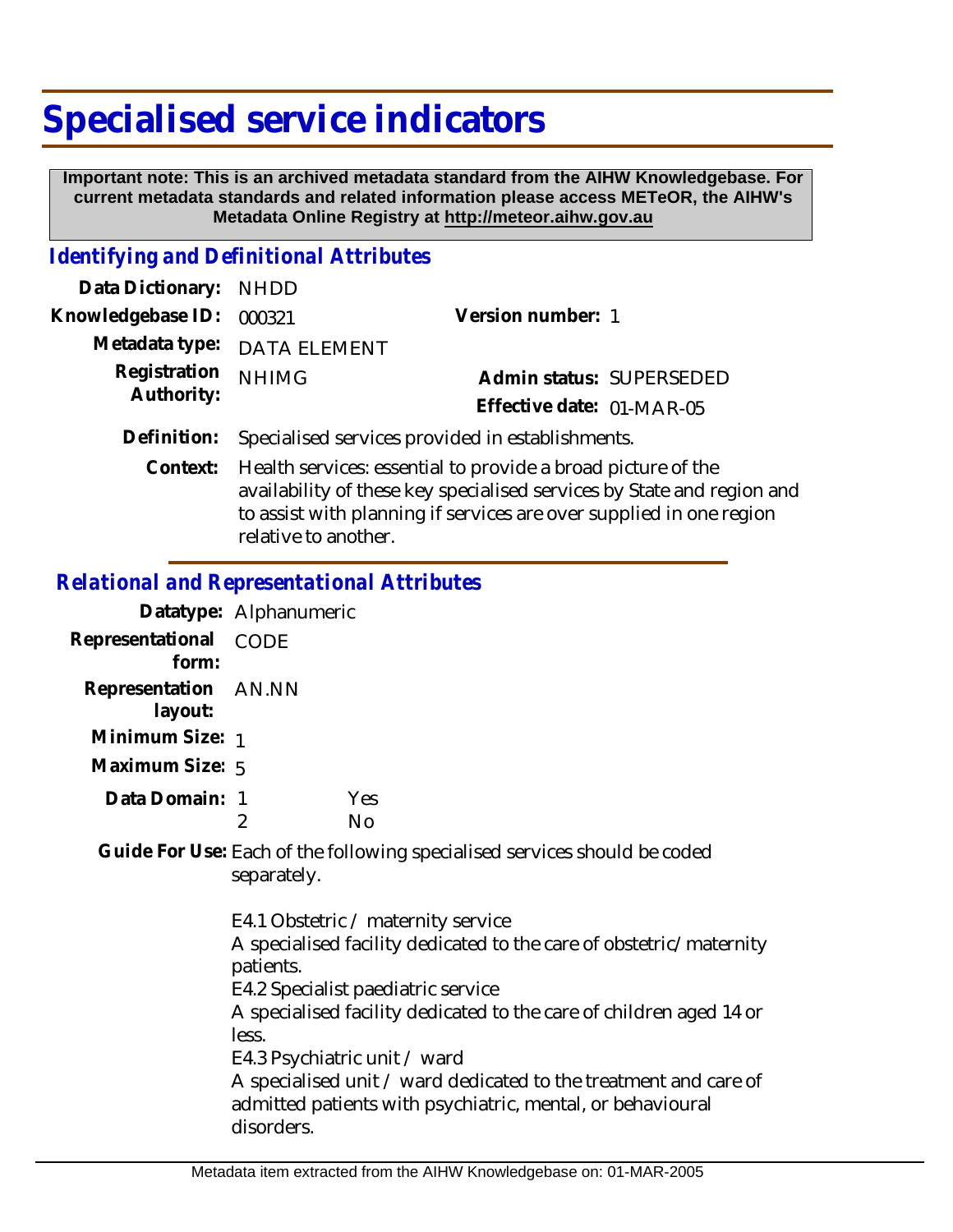# Specialised service indicators

**Important note: This is an archived metadata standard from the AIHW Knowledgebase. For current metadata standards and related information please access METeOR, the AIHW's Metadata Online Registry at http://meteor.aihw.gov.au**

## *Identifying and Definitional Attributes*

**Data Dictionary:** NHDD

**Knowledgebase ID:** 000321

**Version number:** 1

**Metadata type:** DATA ELEMENT

**Registration Authority:** NHIMG

**Admin status:** SUPERSEDED

**Effective date:** 01-MAR-05

**Definition:** Specialised services provided in establishments.

**Context:** Health services: essential to provide a broad picture of the availability of these key specialised services by State and region and to assist with planning if services are over supplied in one region relative to another.

## *Relational and Representational Attributes*

**Datatype:** Alphanumeric

**Representational form:** CODE

**Representation layout:** AN.NN

**Minimum Size:** 1

**Maximum Size:** 5

**Data Domain:**

1 Yes
2 No

**Guide For Use:** Each of the following specialised services should be coded separately.

E4.1 Obstetric / maternity service
A specialised facility dedicated to the care of obstetric/maternity patients.
E4.2 Specialist paediatric service
A specialised facility dedicated to the care of children aged 14 or less.
E4.3 Psychiatric unit / ward
A specialised unit / ward dedicated to the treatment and care of admitted patients with psychiatric, mental, or behavioural disorders.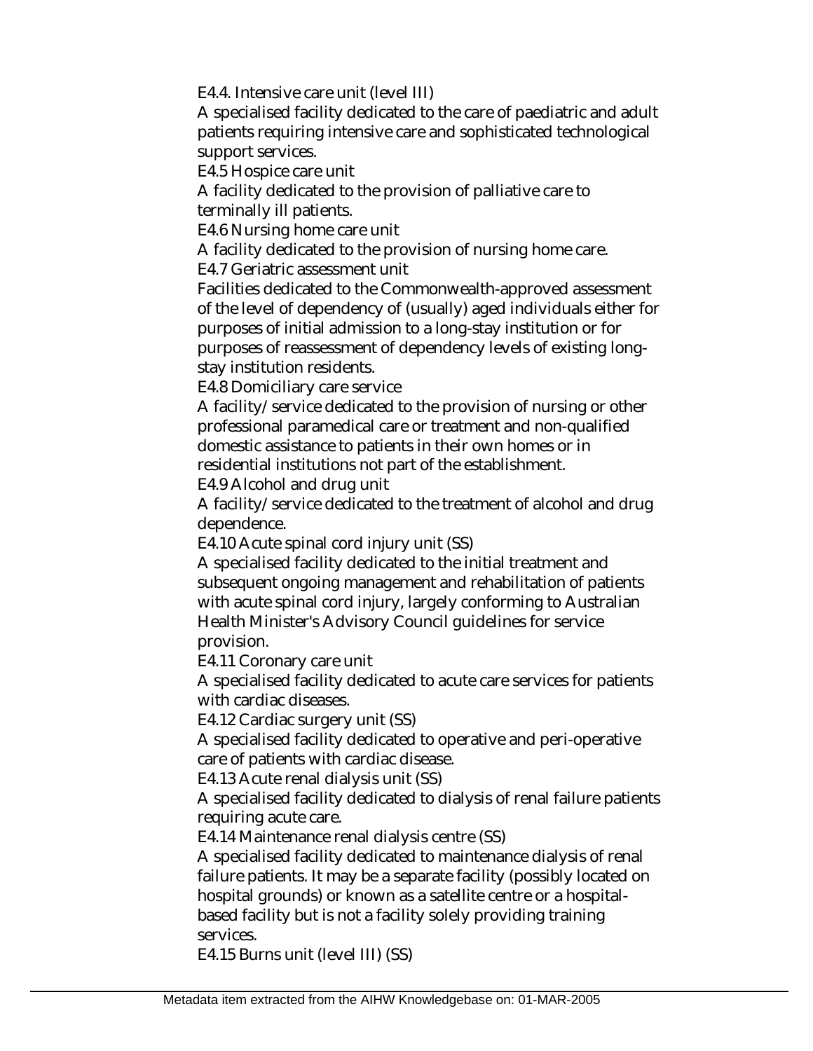E4.4. Intensive care unit (level III)

A specialised facility dedicated to the care of paediatric and adult patients requiring intensive care and sophisticated technological support services.

E4.5 Hospice care unit

A facility dedicated to the provision of palliative care to terminally ill patients.

E4.6 Nursing home care unit

A facility dedicated to the provision of nursing home care.

E4.7 Geriatric assessment unit

Facilities dedicated to the Commonwealth-approved assessment of the level of dependency of (usually) aged individuals either for purposes of initial admission to a long-stay institution or for purposes of reassessment of dependency levels of existing long-stay institution residents.

E4.8 Domiciliary care service

A facility/service dedicated to the provision of nursing or other professional paramedical care or treatment and non-qualified domestic assistance to patients in their own homes or in residential institutions not part of the establishment.

E4.9 Alcohol and drug unit

A facility/service dedicated to the treatment of alcohol and drug dependence.

E4.10 Acute spinal cord injury unit (SS)

A specialised facility dedicated to the initial treatment and subsequent ongoing management and rehabilitation of patients with acute spinal cord injury, largely conforming to Australian Health Minister's Advisory Council guidelines for service provision.

E4.11 Coronary care unit

A specialised facility dedicated to acute care services for patients with cardiac diseases.

E4.12 Cardiac surgery unit (SS)

A specialised facility dedicated to operative and peri-operative care of patients with cardiac disease.

E4.13 Acute renal dialysis unit (SS)

A specialised facility dedicated to dialysis of renal failure patients requiring acute care.

E4.14 Maintenance renal dialysis centre (SS)

A specialised facility dedicated to maintenance dialysis of renal failure patients. It may be a separate facility (possibly located on hospital grounds) or known as a satellite centre or a hospital-based facility but is not a facility solely providing training services.

E4.15 Burns unit (level III) (SS)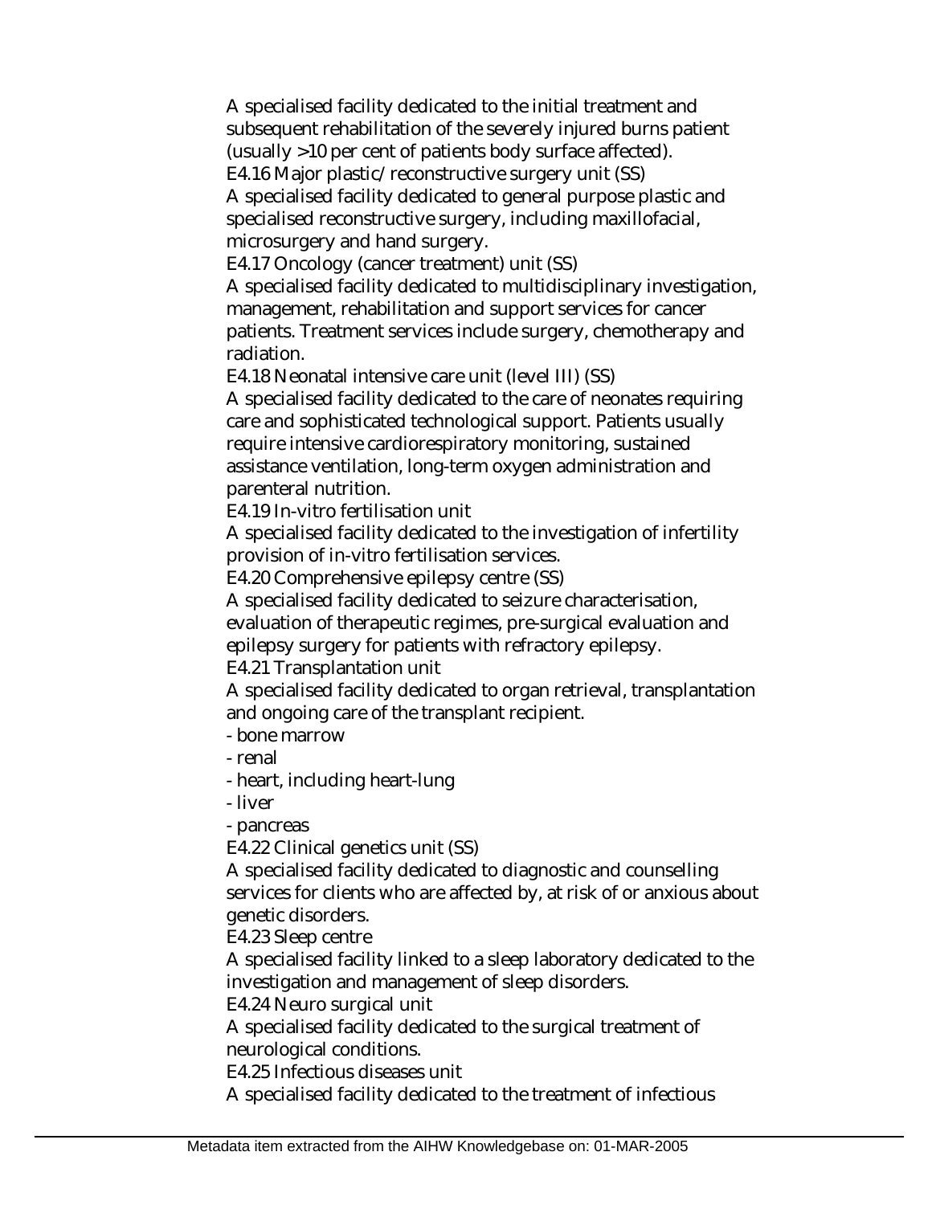A specialised facility dedicated to the initial treatment and subsequent rehabilitation of the severely injured burns patient (usually >10 per cent of patients body surface affected).

E4.16 Major plastic/reconstructive surgery unit (SS)

A specialised facility dedicated to general purpose plastic and specialised reconstructive surgery, including maxillofacial, microsurgery and hand surgery.

E4.17 Oncology (cancer treatment) unit (SS)

A specialised facility dedicated to multidisciplinary investigation, management, rehabilitation and support services for cancer patients. Treatment services include surgery, chemotherapy and radiation.

E4.18 Neonatal intensive care unit (level III) (SS)

A specialised facility dedicated to the care of neonates requiring care and sophisticated technological support. Patients usually require intensive cardiorespiratory monitoring, sustained assistance ventilation, long-term oxygen administration and parenteral nutrition.

E4.19 In-vitro fertilisation unit

A specialised facility dedicated to the investigation of infertility provision of in-vitro fertilisation services.

E4.20 Comprehensive epilepsy centre (SS)

A specialised facility dedicated to seizure characterisation, evaluation of therapeutic regimes, pre-surgical evaluation and epilepsy surgery for patients with refractory epilepsy.

E4.21 Transplantation unit

A specialised facility dedicated to organ retrieval, transplantation and ongoing care of the transplant recipient.

- bone marrow
- renal
- heart, including heart-lung
- liver
- pancreas

E4.22 Clinical genetics unit (SS)

A specialised facility dedicated to diagnostic and counselling services for clients who are affected by, at risk of or anxious about genetic disorders.

E4.23 Sleep centre

A specialised facility linked to a sleep laboratory dedicated to the investigation and management of sleep disorders.

E4.24 Neuro surgical unit

A specialised facility dedicated to the surgical treatment of neurological conditions.

E4.25 Infectious diseases unit

A specialised facility dedicated to the treatment of infectious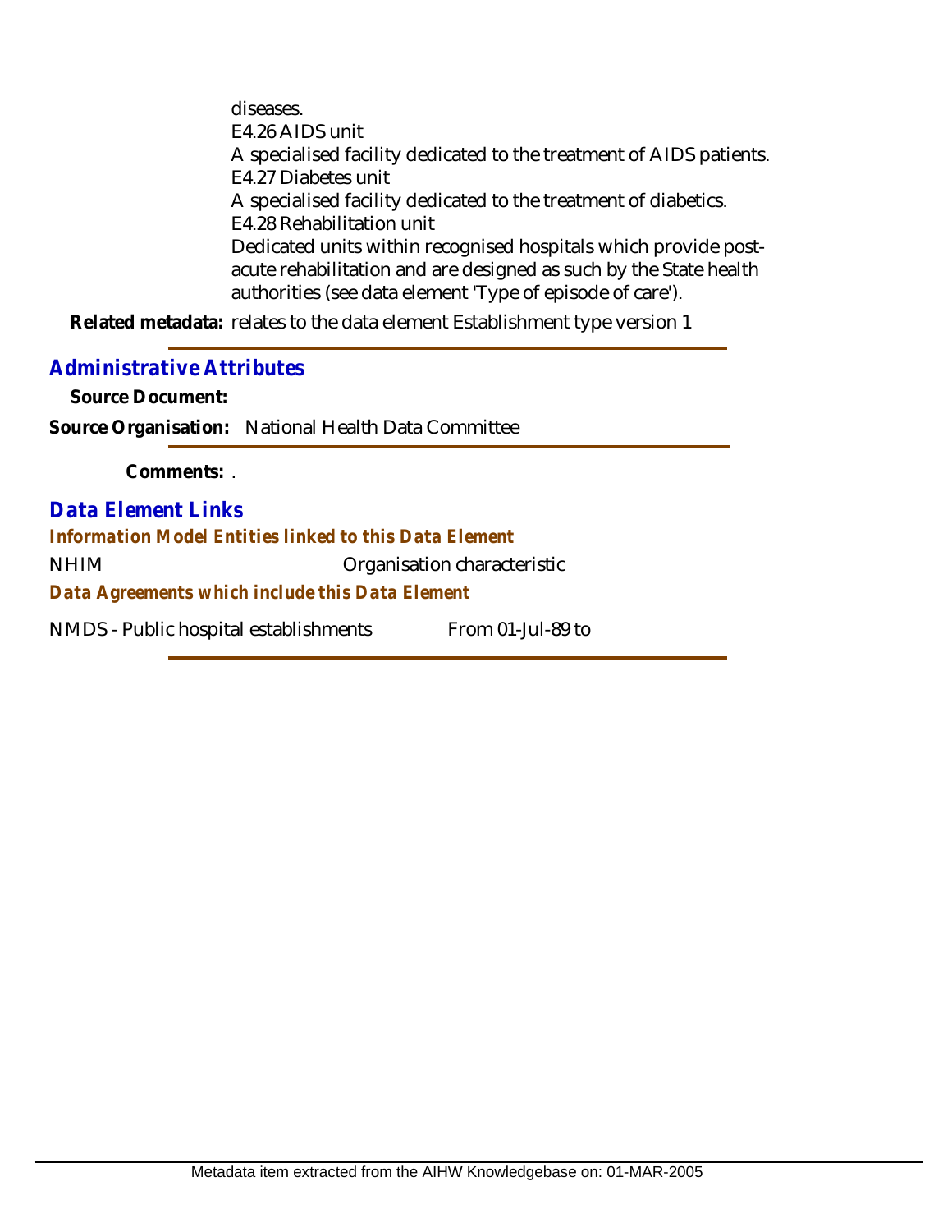diseases.
E4.26 AIDS unit
A specialised facility dedicated to the treatment of AIDS patients.
E4.27 Diabetes unit
A specialised facility dedicated to the treatment of diabetics.
E4.28 Rehabilitation unit
Dedicated units within recognised hospitals which provide post-acute rehabilitation and are designed as such by the State health authorities (see data element 'Type of episode of care').

**Related metadata:** relates to the data element Establishment type version 1

## Administrative Attributes

**Source Document:**

**Source Organisation:** National Health Data Committee

**Comments:** .

## Data Element Links

### Information Model Entities linked to this Data Element

NHIM Organisation characteristic

### Data Agreements which include this Data Element

NMDS - Public hospital establishments From 01-Jul-89 to

Metadata item extracted from the AIHW Knowledgebase on: 01-MAR-2005